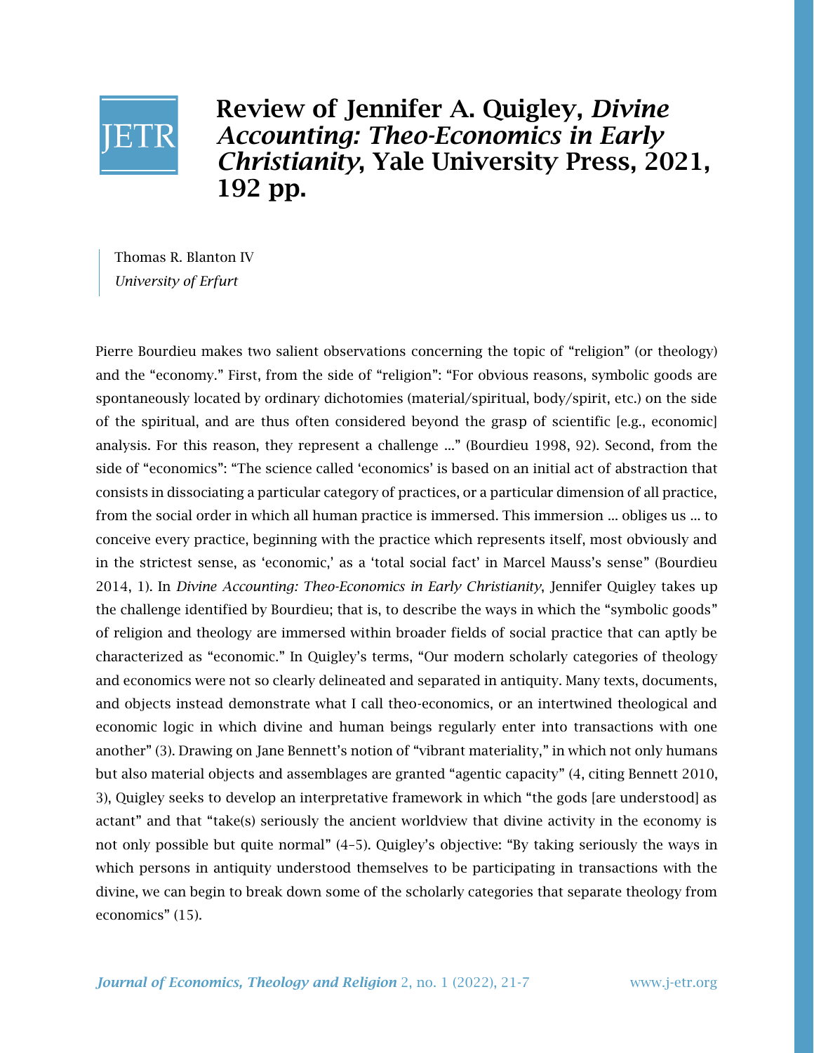# Review of Jennifer A. Quigley, *Divine Accounting: Theo-Economics in Early Christianity*, Yale University Press, 2021, 192 pp.

Thomas R. Blanton IV
*University of Erfurt*

Pierre Bourdieu makes two salient observations concerning the topic of "religion" (or theology) and the "economy." First, from the side of "religion": "For obvious reasons, symbolic goods are spontaneously located by ordinary dichotomies (material/spiritual, body/spirit, etc.) on the side of the spiritual, and are thus often considered beyond the grasp of scientific [e.g., economic] analysis. For this reason, they represent a challenge ..." (Bourdieu 1998, 92). Second, from the side of "economics": "The science called 'economics' is based on an initial act of abstraction that consists in dissociating a particular category of practices, or a particular dimension of all practice, from the social order in which all human practice is immersed. This immersion ... obliges us ... to conceive every practice, beginning with the practice which represents itself, most obviously and in the strictest sense, as 'economic,' as a 'total social fact' in Marcel Mauss's sense" (Bourdieu 2014, 1). In *Divine Accounting: Theo-Economics in Early Christianity*, Jennifer Quigley takes up the challenge identified by Bourdieu; that is, to describe the ways in which the "symbolic goods" of religion and theology are immersed within broader fields of social practice that can aptly be characterized as "economic." In Quigley's terms, "Our modern scholarly categories of theology and economics were not so clearly delineated and separated in antiquity. Many texts, documents, and objects instead demonstrate what I call theo-economics, or an intertwined theological and economic logic in which divine and human beings regularly enter into transactions with one another" (3). Drawing on Jane Bennett's notion of "vibrant materiality," in which not only humans but also material objects and assemblages are granted "agentic capacity" (4, citing Bennett 2010, 3), Quigley seeks to develop an interpretative framework in which "the gods [are understood] as actant" and that "take(s) seriously the ancient worldview that divine activity in the economy is not only possible but quite normal" (4–5). Quigley's objective: "By taking seriously the ways in which persons in antiquity understood themselves to be participating in transactions with the divine, we can begin to break down some of the scholarly categories that separate theology from economics" (15).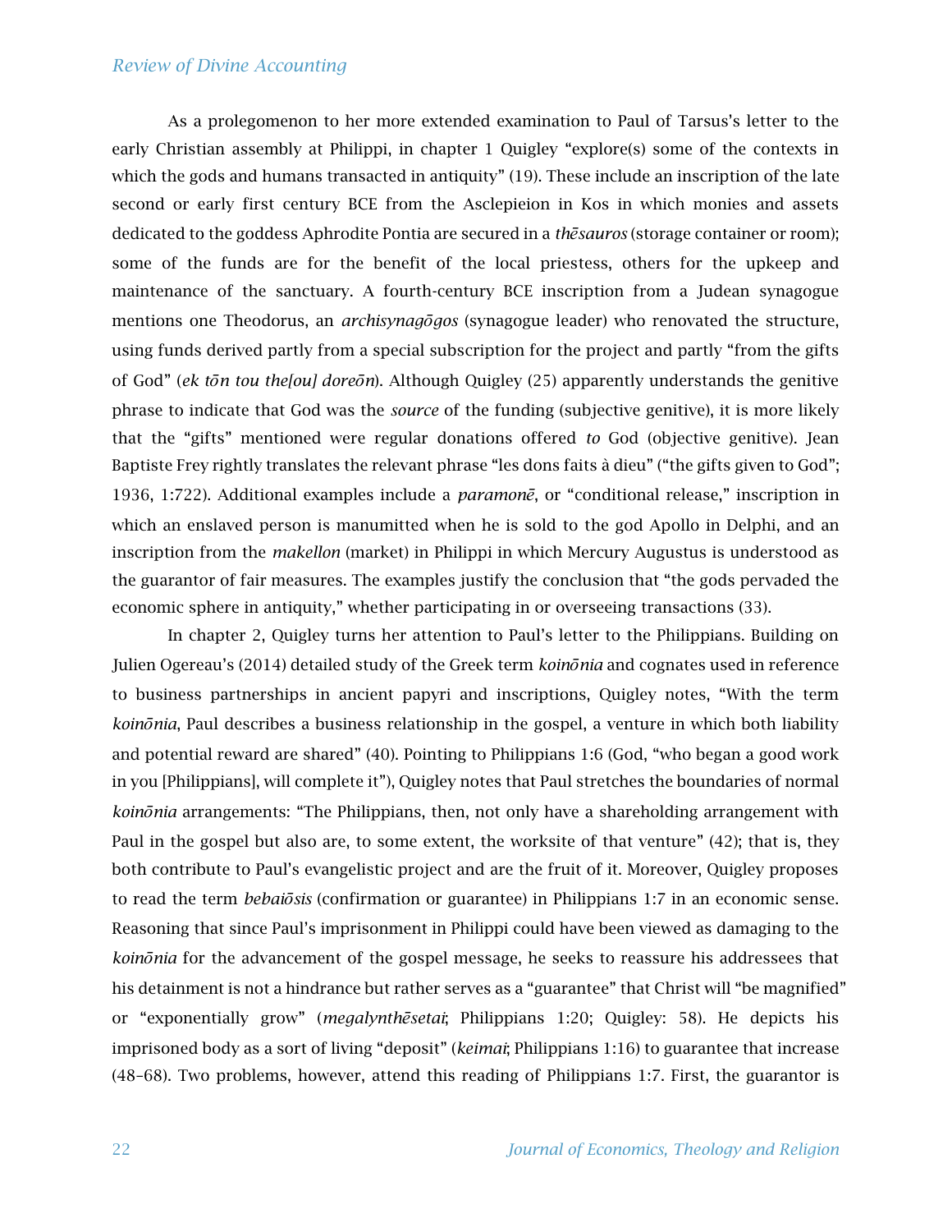As a prolegomenon to her more extended examination to Paul of Tarsus's letter to the early Christian assembly at Philippi, in chapter 1 Quigley "explore(s) some of the contexts in which the gods and humans transacted in antiquity" (19). These include an inscription of the late second or early first century BCE from the Asclepieion in Kos in which monies and assets dedicated to the goddess Aphrodite Pontia are secured in a *thēsauros* (storage container or room); some of the funds are for the benefit of the local priestess, others for the upkeep and maintenance of the sanctuary. A fourth-century BCE inscription from a Judean synagogue mentions one Theodorus, an *archisynagōgos* (synagogue leader) who renovated the structure, using funds derived partly from a special subscription for the project and partly "from the gifts of God" (*ek tōn tou the[ou] doreōn*). Although Quigley (25) apparently understands the genitive phrase to indicate that God was the *source* of the funding (subjective genitive), it is more likely that the "gifts" mentioned were regular donations offered *to* God (objective genitive). Jean Baptiste Frey rightly translates the relevant phrase "les dons faits à dieu" ("the gifts given to God"; 1936, 1:722). Additional examples include a *paramonē*, or "conditional release," inscription in which an enslaved person is manumitted when he is sold to the god Apollo in Delphi, and an inscription from the *makellon* (market) in Philippi in which Mercury Augustus is understood as the guarantor of fair measures. The examples justify the conclusion that "the gods pervaded the economic sphere in antiquity," whether participating in or overseeing transactions (33).

In chapter 2, Quigley turns her attention to Paul's letter to the Philippians. Building on Julien Ogereau's (2014) detailed study of the Greek term *koinōnia* and cognates used in reference to business partnerships in ancient papyri and inscriptions, Quigley notes, "With the term *koinōnia*, Paul describes a business relationship in the gospel, a venture in which both liability and potential reward are shared" (40). Pointing to Philippians 1:6 (God, "who began a good work in you [Philippians], will complete it"), Quigley notes that Paul stretches the boundaries of normal *koinōnia* arrangements: "The Philippians, then, not only have a shareholding arrangement with Paul in the gospel but also are, to some extent, the worksite of that venture" (42); that is, they both contribute to Paul's evangelistic project and are the fruit of it. Moreover, Quigley proposes to read the term *bebaiōsis* (confirmation or guarantee) in Philippians 1:7 in an economic sense. Reasoning that since Paul's imprisonment in Philippi could have been viewed as damaging to the *koinōnia* for the advancement of the gospel message, he seeks to reassure his addressees that his detainment is not a hindrance but rather serves as a "guarantee" that Christ will "be magnified" or "exponentially grow" (*megalynthēsetai*; Philippians 1:20; Quigley: 58). He depicts his imprisoned body as a sort of living "deposit" (*keimai*; Philippians 1:16) to guarantee that increase (48–68). Two problems, however, attend this reading of Philippians 1:7. First, the guarantor is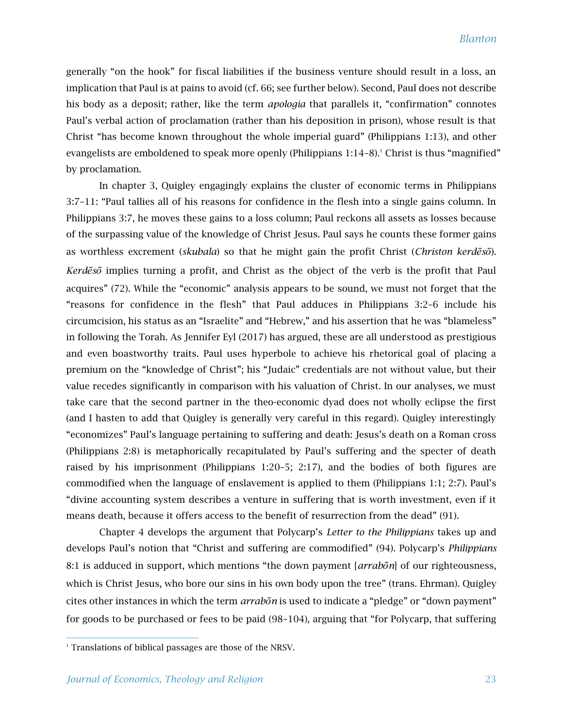generally "on the hook" for fiscal liabilities if the business venture should result in a loss, an implication that Paul is at pains to avoid (cf. 66; see further below). Second, Paul does not describe his body as a deposit; rather, like the term *apologia* that parallels it, "confirmation" connotes Paul's verbal action of proclamation (rather than his deposition in prison), whose result is that Christ "has become known throughout the whole imperial guard" (Philippians 1:13), and other evangelists are emboldened to speak more openly (Philippians 1:14–8).[1] Christ is thus "magnified" by proclamation.

In chapter 3, Quigley engagingly explains the cluster of economic terms in Philippians 3:7–11: "Paul tallies all of his reasons for confidence in the flesh into a single gains column. In Philippians 3:7, he moves these gains to a loss column; Paul reckons all assets as losses because of the surpassing value of the knowledge of Christ Jesus. Paul says he counts these former gains as worthless excrement (*skubala*) so that he might gain the profit Christ (*Christon kerdēsō*). *Kerdēsō* implies turning a profit, and Christ as the object of the verb is the profit that Paul acquires" (72). While the "economic" analysis appears to be sound, we must not forget that the "reasons for confidence in the flesh" that Paul adduces in Philippians 3:2–6 include his circumcision, his status as an "Israelite" and "Hebrew," and his assertion that he was "blameless" in following the Torah. As Jennifer Eyl (2017) has argued, these are all understood as prestigious and even boastworthy traits. Paul uses hyperbole to achieve his rhetorical goal of placing a premium on the "knowledge of Christ"; his "Judaic" credentials are not without value, but their value recedes significantly in comparison with his valuation of Christ. In our analyses, we must take care that the second partner in the theo-economic dyad does not wholly eclipse the first (and I hasten to add that Quigley is generally very careful in this regard). Quigley interestingly "economizes" Paul's language pertaining to suffering and death: Jesus's death on a Roman cross (Philippians 2:8) is metaphorically recapitulated by Paul's suffering and the specter of death raised by his imprisonment (Philippians 1:20–5; 2:17), and the bodies of both figures are commodified when the language of enslavement is applied to them (Philippians 1:1; 2:7). Paul's "divine accounting system describes a venture in suffering that is worth investment, even if it means death, because it offers access to the benefit of resurrection from the dead" (91).

Chapter 4 develops the argument that Polycarp's *Letter to the Philippians* takes up and develops Paul's notion that "Christ and suffering are commodified" (94). Polycarp's *Philippians* 8:1 is adduced in support, which mentions "the down payment [*arrabōn*] of our righteousness, which is Christ Jesus, who bore our sins in his own body upon the tree" (trans. Ehrman). Quigley cites other instances in which the term *arrabōn* is used to indicate a "pledge" or "down payment" for goods to be purchased or fees to be paid (98–104), arguing that "for Polycarp, that suffering

[1] Translations of biblical passages are those of the NRSV.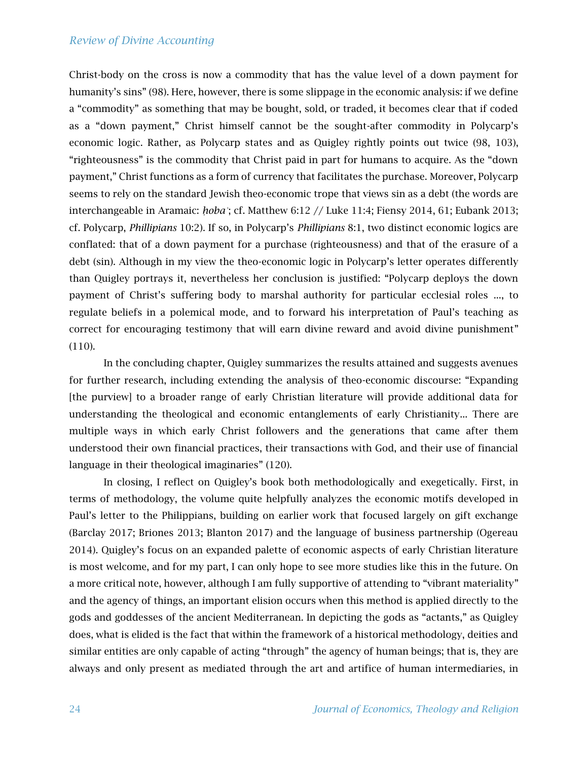Christ-body on the cross is now a commodity that has the value level of a down payment for humanity's sins" (98). Here, however, there is some slippage in the economic analysis: if we define a "commodity" as something that may be bought, sold, or traded, it becomes clear that if coded as a "down payment," Christ himself cannot be the sought-after commodity in Polycarp's economic logic. Rather, as Polycarp states and as Quigley rightly points out twice (98, 103), "righteousness" is the commodity that Christ paid in part for humans to acquire. As the "down payment," Christ functions as a form of currency that facilitates the purchase. Moreover, Polycarp seems to rely on the standard Jewish theo-economic trope that views sin as a debt (the words are interchangeable in Aramaic: *ḥobaʾ*; cf. Matthew 6:12 // Luke 11:4; Fiensy 2014, 61; Eubank 2013; cf. Polycarp, *Phillipians* 10:2). If so, in Polycarp's *Phillipians* 8:1, two distinct economic logics are conflated: that of a down payment for a purchase (righteousness) and that of the erasure of a debt (sin). Although in my view the theo-economic logic in Polycarp's letter operates differently than Quigley portrays it, nevertheless her conclusion is justified: "Polycarp deploys the down payment of Christ's suffering body to marshal authority for particular ecclesial roles ..., to regulate beliefs in a polemical mode, and to forward his interpretation of Paul's teaching as correct for encouraging testimony that will earn divine reward and avoid divine punishment" (110).

In the concluding chapter, Quigley summarizes the results attained and suggests avenues for further research, including extending the analysis of theo-economic discourse: "Expanding [the purview] to a broader range of early Christian literature will provide additional data for understanding the theological and economic entanglements of early Christianity... There are multiple ways in which early Christ followers and the generations that came after them understood their own financial practices, their transactions with God, and their use of financial language in their theological imaginaries" (120).

In closing, I reflect on Quigley's book both methodologically and exegetically. First, in terms of methodology, the volume quite helpfully analyzes the economic motifs developed in Paul's letter to the Philippians, building on earlier work that focused largely on gift exchange (Barclay 2017; Briones 2013; Blanton 2017) and the language of business partnership (Ogereau 2014). Quigley's focus on an expanded palette of economic aspects of early Christian literature is most welcome, and for my part, I can only hope to see more studies like this in the future. On a more critical note, however, although I am fully supportive of attending to "vibrant materiality" and the agency of things, an important elision occurs when this method is applied directly to the gods and goddesses of the ancient Mediterranean. In depicting the gods as "actants," as Quigley does, what is elided is the fact that within the framework of a historical methodology, deities and similar entities are only capable of acting "through" the agency of human beings; that is, they are always and only present as mediated through the art and artifice of human intermediaries, in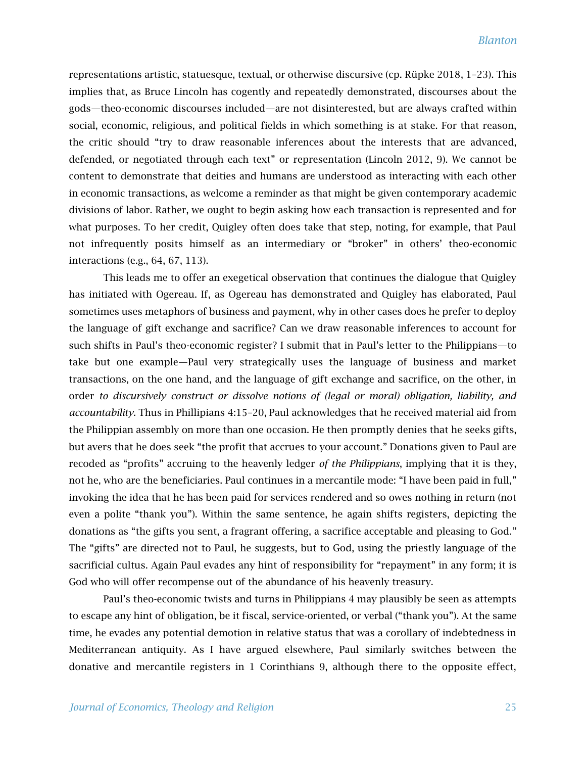representations artistic, statuesque, textual, or otherwise discursive (cp. Rüpke 2018, 1–23). This implies that, as Bruce Lincoln has cogently and repeatedly demonstrated, discourses about the gods—theo-economic discourses included—are not disinterested, but are always crafted within social, economic, religious, and political fields in which something is at stake. For that reason, the critic should "try to draw reasonable inferences about the interests that are advanced, defended, or negotiated through each text" or representation (Lincoln 2012, 9). We cannot be content to demonstrate that deities and humans are understood as interacting with each other in economic transactions, as welcome a reminder as that might be given contemporary academic divisions of labor. Rather, we ought to begin asking how each transaction is represented and for what purposes. To her credit, Quigley often does take that step, noting, for example, that Paul not infrequently posits himself as an intermediary or "broker" in others' theo-economic interactions (e.g., 64, 67, 113).

This leads me to offer an exegetical observation that continues the dialogue that Quigley has initiated with Ogereau. If, as Ogereau has demonstrated and Quigley has elaborated, Paul sometimes uses metaphors of business and payment, why in other cases does he prefer to deploy the language of gift exchange and sacrifice? Can we draw reasonable inferences to account for such shifts in Paul's theo-economic register? I submit that in Paul's letter to the Philippians—to take but one example—Paul very strategically uses the language of business and market transactions, on the one hand, and the language of gift exchange and sacrifice, on the other, in order *to discursively construct or dissolve notions of (legal or moral) obligation, liability, and accountability.* Thus in Phillipians 4:15–20, Paul acknowledges that he received material aid from the Philippian assembly on more than one occasion. He then promptly denies that he seeks gifts, but avers that he does seek "the profit that accrues to your account." Donations given to Paul are recoded as "profits" accruing to the heavenly ledger *of the Philippians*, implying that it is they, not he, who are the beneficiaries. Paul continues in a mercantile mode: "I have been paid in full," invoking the idea that he has been paid for services rendered and so owes nothing in return (not even a polite "thank you"). Within the same sentence, he again shifts registers, depicting the donations as "the gifts you sent, a fragrant offering, a sacrifice acceptable and pleasing to God." The "gifts" are directed not to Paul, he suggests, but to God, using the priestly language of the sacrificial cultus. Again Paul evades any hint of responsibility for "repayment" in any form; it is God who will offer recompense out of the abundance of his heavenly treasury.

Paul's theo-economic twists and turns in Philippians 4 may plausibly be seen as attempts to escape any hint of obligation, be it fiscal, service-oriented, or verbal ("thank you"). At the same time, he evades any potential demotion in relative status that was a corollary of indebtedness in Mediterranean antiquity. As I have argued elsewhere, Paul similarly switches between the donative and mercantile registers in 1 Corinthians 9, although there to the opposite effect,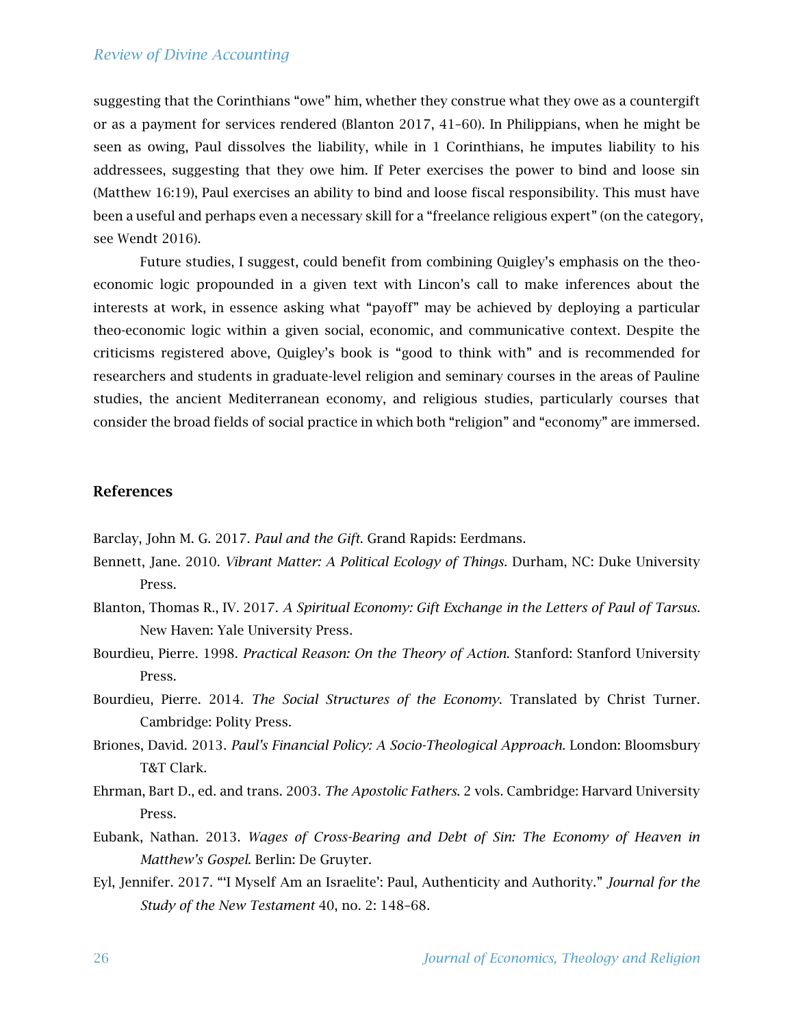suggesting that the Corinthians "owe" him, whether they construe what they owe as a countergift or as a payment for services rendered (Blanton 2017, 41–60). In Philippians, when he might be seen as owing, Paul dissolves the liability, while in 1 Corinthians, he imputes liability to his addressees, suggesting that they owe him. If Peter exercises the power to bind and loose sin (Matthew 16:19), Paul exercises an ability to bind and loose fiscal responsibility. This must have been a useful and perhaps even a necessary skill for a "freelance religious expert" (on the category, see Wendt 2016).

Future studies, I suggest, could benefit from combining Quigley's emphasis on the theo-economic logic propounded in a given text with Lincon's call to make inferences about the interests at work, in essence asking what "payoff" may be achieved by deploying a particular theo-economic logic within a given social, economic, and communicative context. Despite the criticisms registered above, Quigley's book is "good to think with" and is recommended for researchers and students in graduate-level religion and seminary courses in the areas of Pauline studies, the ancient Mediterranean economy, and religious studies, particularly courses that consider the broad fields of social practice in which both "religion" and "economy" are immersed.

## References

Barclay, John M. G. 2017. *Paul and the Gift*. Grand Rapids: Eerdmans.

Bennett, Jane. 2010. *Vibrant Matter: A Political Ecology of Things*. Durham, NC: Duke University Press.

Blanton, Thomas R., IV. 2017. *A Spiritual Economy: Gift Exchange in the Letters of Paul of Tarsus*. New Haven: Yale University Press.

Bourdieu, Pierre. 1998. *Practical Reason: On the Theory of Action*. Stanford: Stanford University Press.

Bourdieu, Pierre. 2014. *The Social Structures of the Economy*. Translated by Christ Turner. Cambridge: Polity Press.

Briones, David. 2013. *Paul's Financial Policy: A Socio-Theological Approach*. London: Bloomsbury T&T Clark.

Ehrman, Bart D., ed. and trans. 2003. *The Apostolic Fathers*. 2 vols. Cambridge: Harvard University Press.

Eubank, Nathan. 2013. *Wages of Cross-Bearing and Debt of Sin: The Economy of Heaven in Matthew's Gospel*. Berlin: De Gruyter.

Eyl, Jennifer. 2017. "'I Myself Am an Israelite': Paul, Authenticity and Authority." *Journal for the Study of the New Testament* 40, no. 2: 148–68.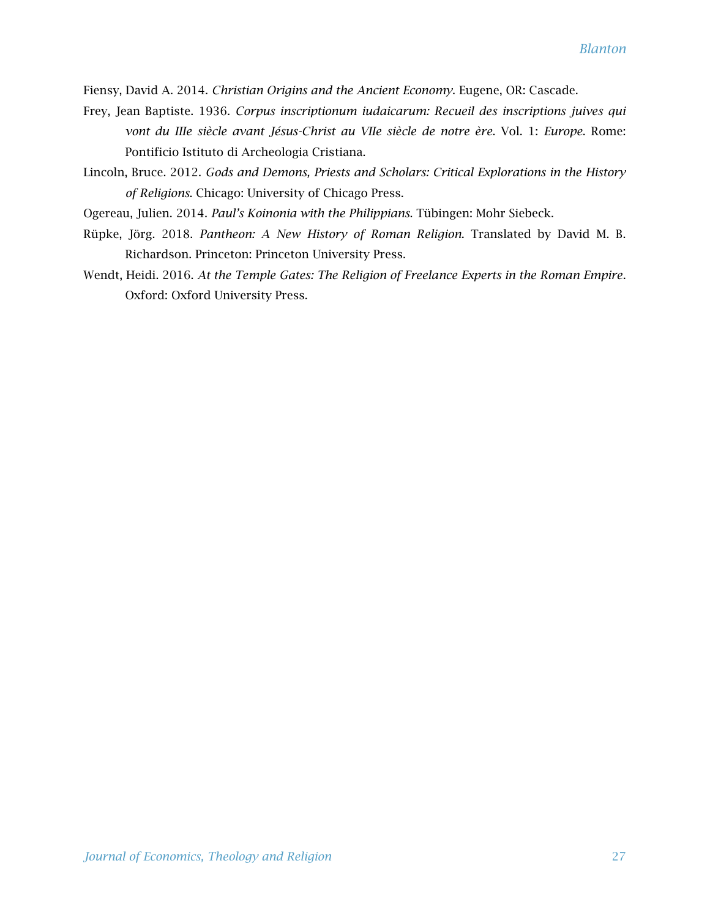Fiensy, David A. 2014. *Christian Origins and the Ancient Economy*. Eugene, OR: Cascade.

Frey, Jean Baptiste. 1936. *Corpus inscriptionum iudaicarum: Recueil des inscriptions juives qui vont du IIIe siècle avant Jésus-Christ au VIIe siècle de notre ère*. Vol. 1: *Europe*. Rome: Pontificio Istituto di Archeologia Cristiana.

Lincoln, Bruce. 2012. *Gods and Demons, Priests and Scholars: Critical Explorations in the History of Religions*. Chicago: University of Chicago Press.

Ogereau, Julien. 2014. *Paul's Koinonia with the Philippians*. Tübingen: Mohr Siebeck.

Rüpke, Jörg. 2018. *Pantheon: A New History of Roman Religion*. Translated by David M. B. Richardson. Princeton: Princeton University Press.

Wendt, Heidi. 2016. *At the Temple Gates: The Religion of Freelance Experts in the Roman Empire*. Oxford: Oxford University Press.